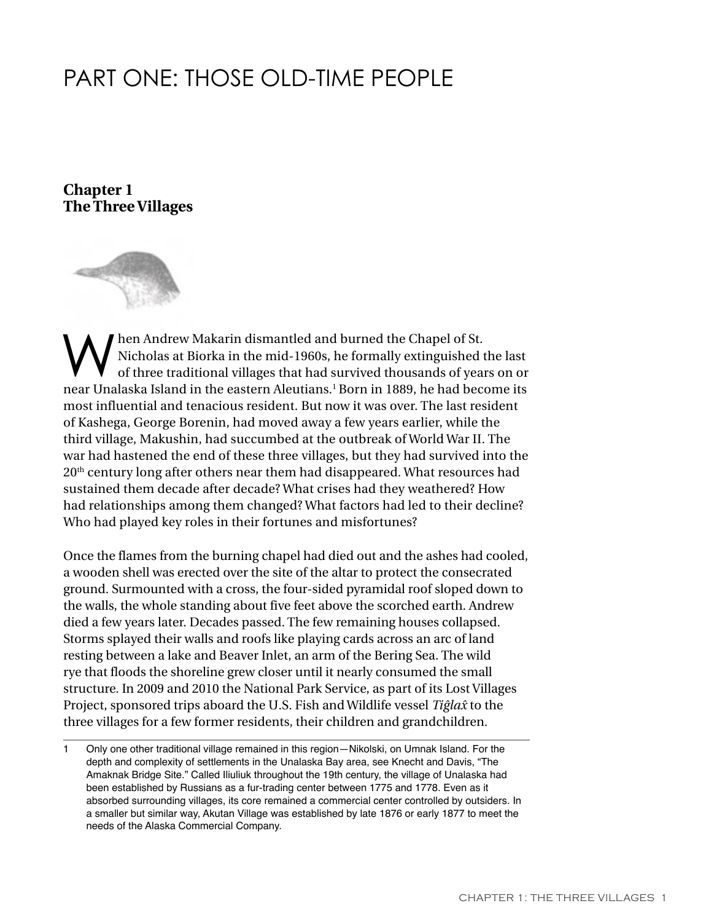# PART ONE: THOSE OLD-TIME PEOPLE

## Chapter 1
## The Three Villages

When Andrew Makarin dismantled and burned the Chapel of St. Nicholas at Biorka in the mid-1960s, he formally extinguished the last of three traditional villages that had survived thousands of years on or near Unalaska Island in the eastern Aleutians.[1] Born in 1889, he had become its most influential and tenacious resident. But now it was over. The last resident of Kashega, George Borenin, had moved away a few years earlier, while the third village, Makushin, had succumbed at the outbreak of World War II. The war had hastened the end of these three villages, but they had survived into the 20th century long after others near them had disappeared. What resources had sustained them decade after decade? What crises had they weathered? How had relationships among them changed? What factors had led to their decline? Who had played key roles in their fortunes and misfortunes?

Once the flames from the burning chapel had died out and the ashes had cooled, a wooden shell was erected over the site of the altar to protect the consecrated ground. Surmounted with a cross, the four-sided pyramidal roof sloped down to the walls, the whole standing about five feet above the scorched earth. Andrew died a few years later. Decades passed. The few remaining houses collapsed. Storms splayed their walls and roofs like playing cards across an arc of land resting between a lake and Beaver Inlet, an arm of the Bering Sea. The wild rye that floods the shoreline grew closer until it nearly consumed the small structure. In 2009 and 2010 the National Park Service, as part of its Lost Villages Project, sponsored trips aboard the U.S. Fish and Wildlife vessel *Tiĝlax̂* to the three villages for a few former residents, their children and grandchildren.

---

1 Only one other traditional village remained in this region—Nikolski, on Umnak Island. For the depth and complexity of settlements in the Unalaska Bay area, see Knecht and Davis, "The Amaknak Bridge Site." Called Iliuliuk throughout the 19th century, the village of Unalaska had been established by Russians as a fur-trading center between 1775 and 1778. Even as it absorbed surrounding villages, its core remained a commercial center controlled by outsiders. In a smaller but similar way, Akutan Village was established by late 1876 or early 1877 to meet the needs of the Alaska Commercial Company.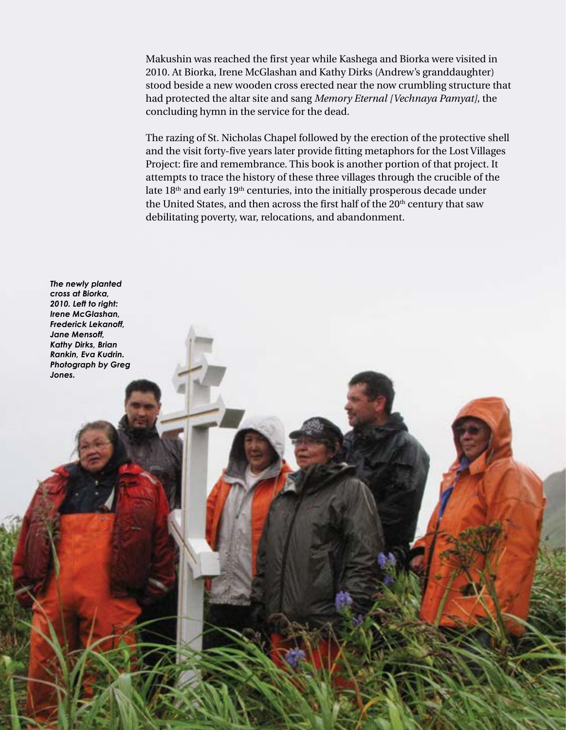Makushin was reached the first year while Kashega and Biorka were visited in 2010. At Biorka, Irene McGlashan and Kathy Dirks (Andrew's granddaughter) stood beside a new wooden cross erected near the now crumbling structure that had protected the altar site and sang *Memory Eternal [Vechnaya Pamyat]*, the concluding hymn in the service for the dead.

The razing of St. Nicholas Chapel followed by the erection of the protective shell and the visit forty-five years later provide fitting metaphors for the Lost Villages Project: fire and remembrance. This book is another portion of that project. It attempts to trace the history of these three villages through the crucible of the late 18th and early 19th centuries, into the initially prosperous decade under the United States, and then across the first half of the 20th century that saw debilitating poverty, war, relocations, and abandonment.

***The newly planted cross at Biorka, 2010. Left to right: Irene McGlashan, Frederick Lekanoff, Jane Mensoff, Kathy Dirks, Brian Rankin, Eva Kudrin. Photograph by Greg Jones.***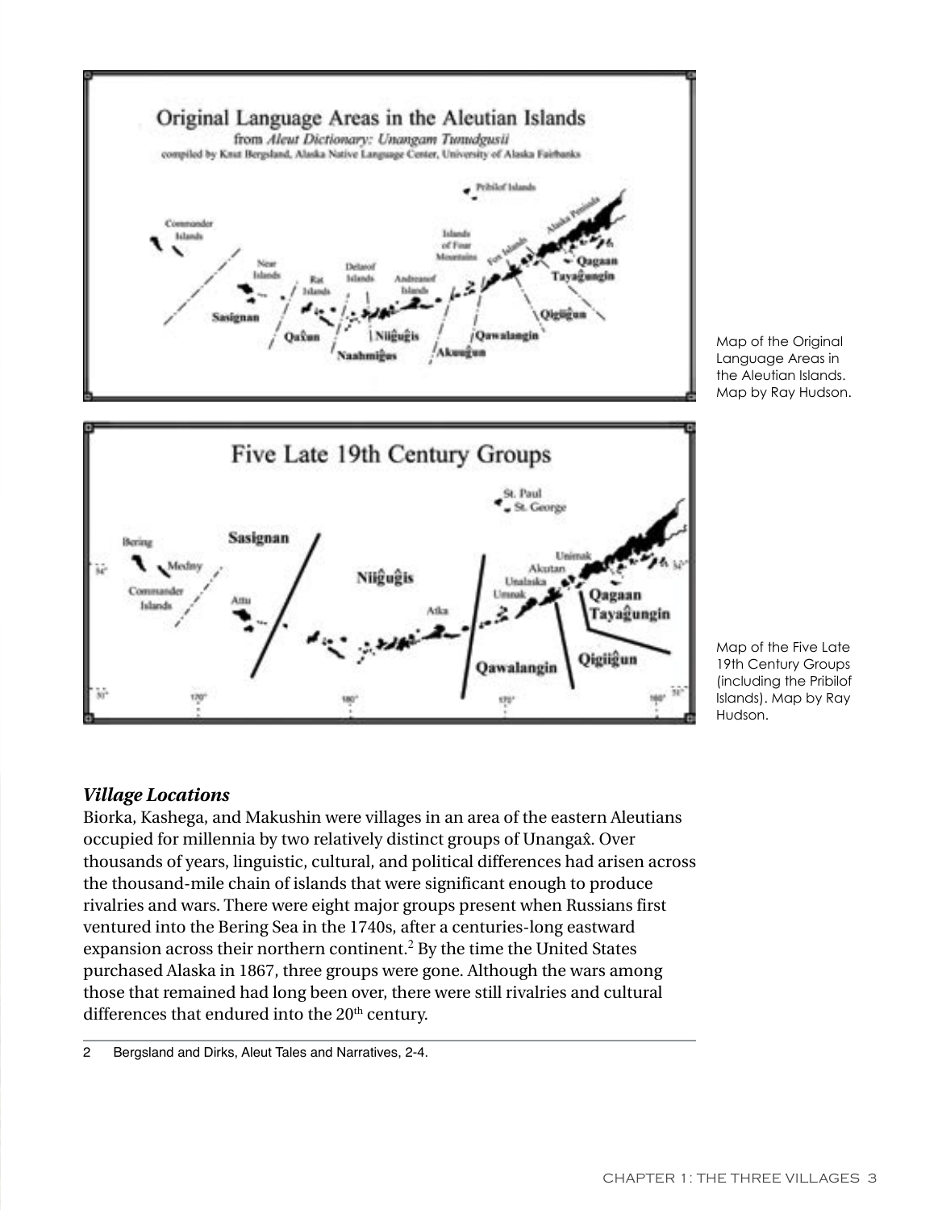Map of the Original Language Areas in the Aleutian Islands. Map by Ray Hudson.

Map of the Five Late 19th Century Groups (including the Pribilof Islands). Map by Ray Hudson.

### *Village Locations*

Biorka, Kashega, and Makushin were villages in an area of the eastern Aleutians occupied for millennia by two relatively distinct groups of Unangax̂. Over thousands of years, linguistic, cultural, and political differences had arisen across the thousand-mile chain of islands that were significant enough to produce rivalries and wars. There were eight major groups present when Russians first ventured into the Bering Sea in the 1740s, after a centuries-long eastward expansion across their northern continent.[2] By the time the United States purchased Alaska in 1867, three groups were gone. Although the wars among those that remained had long been over, there were still rivalries and cultural differences that endured into the 20th century.

2 Bergsland and Dirks, Aleut Tales and Narratives, 2-4.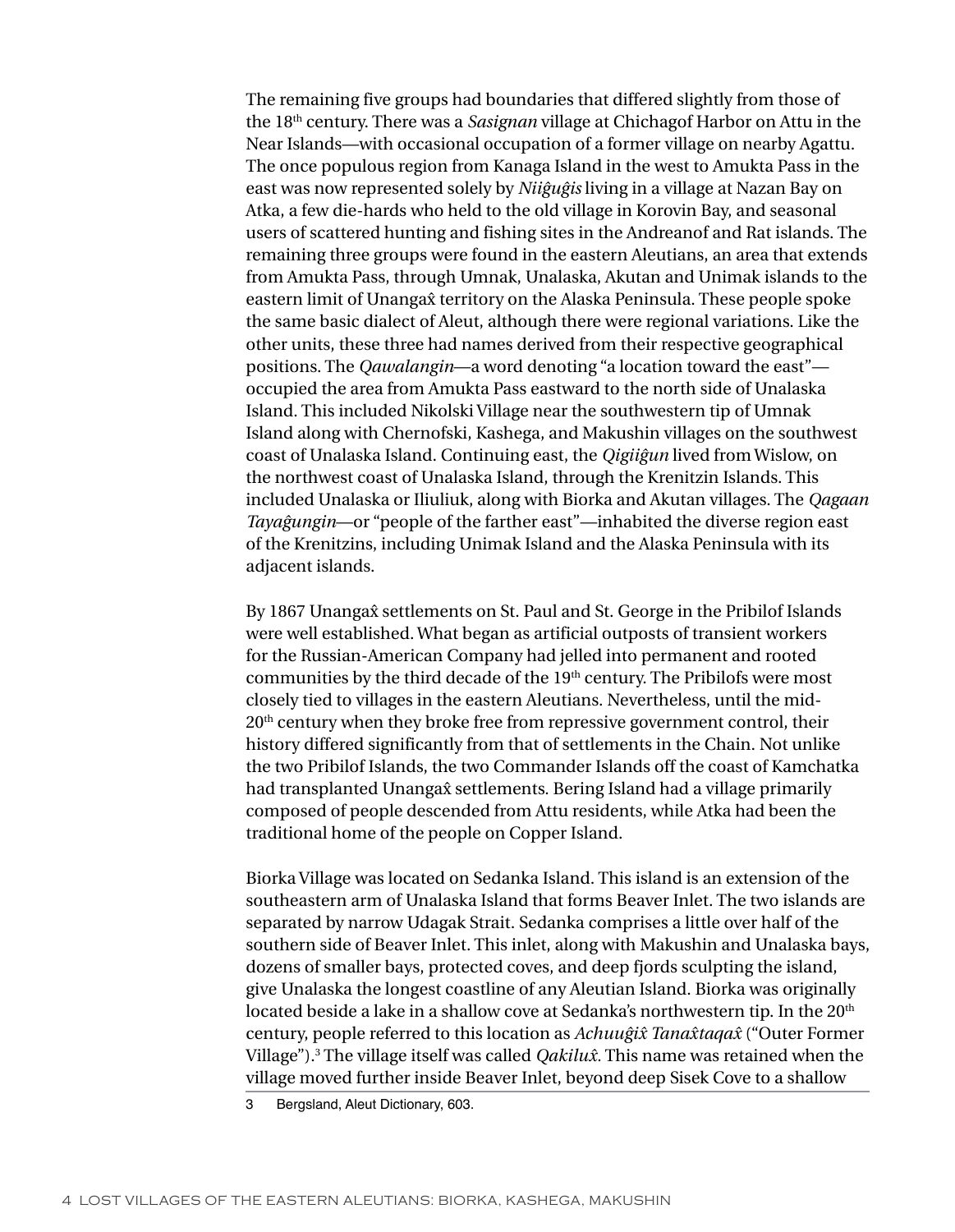The remaining five groups had boundaries that differed slightly from those of the 18th century. There was a *Sasignan* village at Chichagof Harbor on Attu in the Near Islands—with occasional occupation of a former village on nearby Agattu. The once populous region from Kanaga Island in the west to Amukta Pass in the east was now represented solely by *Niiĝuĝis* living in a village at Nazan Bay on Atka, a few die-hards who held to the old village in Korovin Bay, and seasonal users of scattered hunting and fishing sites in the Andreanof and Rat islands. The remaining three groups were found in the eastern Aleutians, an area that extends from Amukta Pass, through Umnak, Unalaska, Akutan and Unimak islands to the eastern limit of Unangax̂ territory on the Alaska Peninsula. These people spoke the same basic dialect of Aleut, although there were regional variations. Like the other units, these three had names derived from their respective geographical positions. The *Qawalangin*—a word denoting "a location toward the east"—occupied the area from Amukta Pass eastward to the north side of Unalaska Island. This included Nikolski Village near the southwestern tip of Umnak Island along with Chernofski, Kashega, and Makushin villages on the southwest coast of Unalaska Island. Continuing east, the *Qigiiĝun* lived from Wislow, on the northwest coast of Unalaska Island, through the Krenitzin Islands. This included Unalaska or Iliuliuk, along with Biorka and Akutan villages. The *Qagaan Tayaĝungin*—or "people of the farther east"—inhabited the diverse region east of the Krenitzins, including Unimak Island and the Alaska Peninsula with its adjacent islands.

By 1867 Unangax̂ settlements on St. Paul and St. George in the Pribilof Islands were well established. What began as artificial outposts of transient workers for the Russian-American Company had jelled into permanent and rooted communities by the third decade of the 19th century. The Pribilofs were most closely tied to villages in the eastern Aleutians. Nevertheless, until the mid-20th century when they broke free from repressive government control, their history differed significantly from that of settlements in the Chain. Not unlike the two Pribilof Islands, the two Commander Islands off the coast of Kamchatka had transplanted Unangax̂ settlements. Bering Island had a village primarily composed of people descended from Attu residents, while Atka had been the traditional home of the people on Copper Island.

Biorka Village was located on Sedanka Island. This island is an extension of the southeastern arm of Unalaska Island that forms Beaver Inlet. The two islands are separated by narrow Udagak Strait. Sedanka comprises a little over half of the southern side of Beaver Inlet. This inlet, along with Makushin and Unalaska bays, dozens of smaller bays, protected coves, and deep fjords sculpting the island, give Unalaska the longest coastline of any Aleutian Island. Biorka was originally located beside a lake in a shallow cove at Sedanka's northwestern tip. In the 20th century, people referred to this location as *Achuuĝix̂ Tanax̂taqax̂* ("Outer Former Village").[3] The village itself was called *Qakilux̂*. This name was retained when the village moved further inside Beaver Inlet, beyond deep Sisek Cove to a shallow

3 Bergsland, Aleut Dictionary, 603.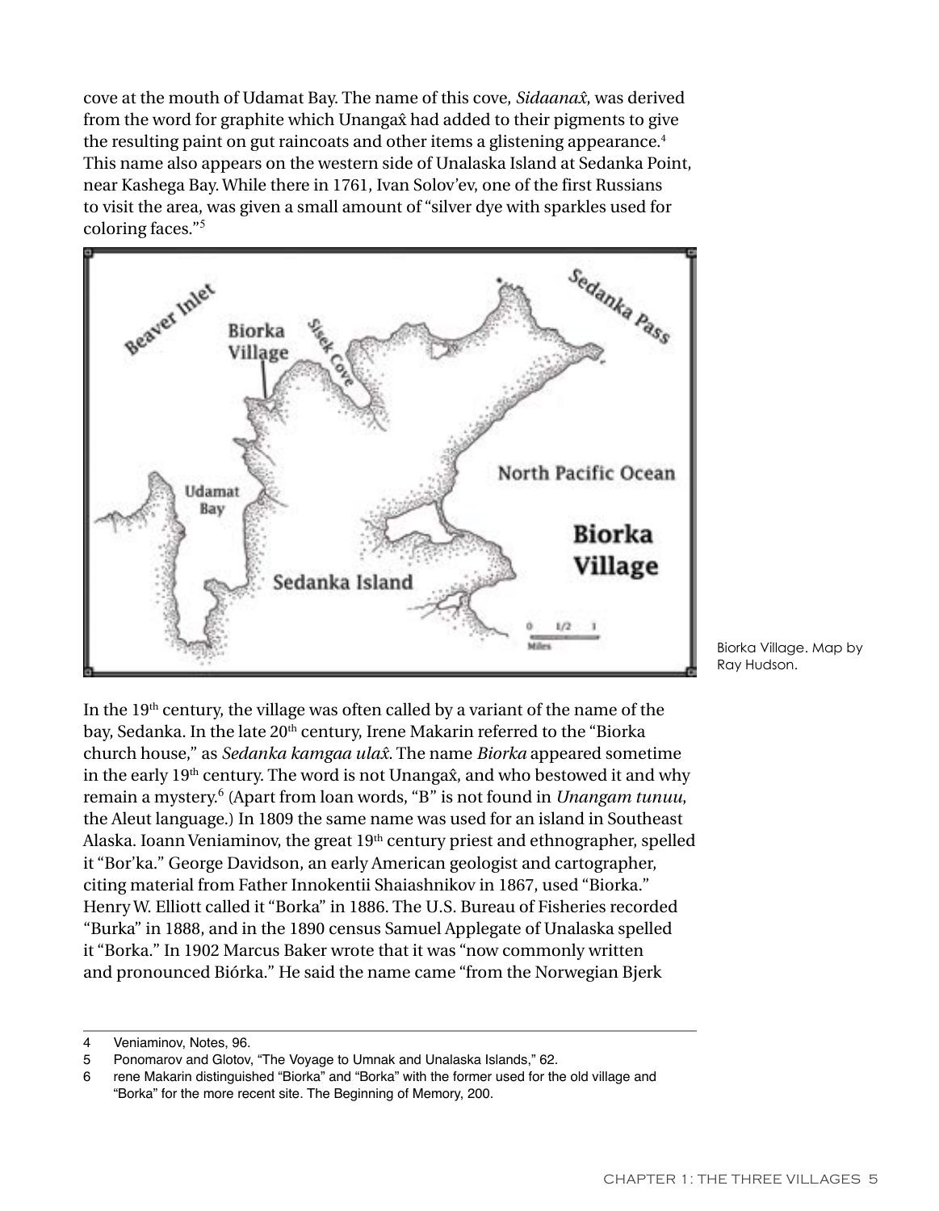cove at the mouth of Udamat Bay. The name of this cove, *Sidaanax̂*, was derived from the word for graphite which Unangax̂ had added to their pigments to give the resulting paint on gut raincoats and other items a glistening appearance.[4] This name also appears on the western side of Unalaska Island at Sedanka Point, near Kashega Bay. While there in 1761, Ivan Solov'ev, one of the first Russians to visit the area, was given a small amount of "silver dye with sparkles used for coloring faces."[5]

Biorka Village. Map by Ray Hudson.

In the 19th century, the village was often called by a variant of the name of the bay, Sedanka. In the late 20th century, Irene Makarin referred to the "Biorka church house," as *Sedanka kamgaa ulax̂*. The name *Biorka* appeared sometime in the early 19th century. The word is not Unangax̂, and who bestowed it and why remain a mystery.[6] (Apart from loan words, "B" is not found in *Unangam tunuu*, the Aleut language.) In 1809 the same name was used for an island in Southeast Alaska. Ioann Veniaminov, the great 19th century priest and ethnographer, spelled it "Bor'ka." George Davidson, an early American geologist and cartographer, citing material from Father Innokentii Shaiashnikov in 1867, used "Biorka." Henry W. Elliott called it "Borka" in 1886. The U.S. Bureau of Fisheries recorded "Burka" in 1888, and in the 1890 census Samuel Applegate of Unalaska spelled it "Borka." In 1902 Marcus Baker wrote that it was "now commonly written and pronounced Biórka." He said the name came "from the Norwegian Bjerk

---

4 Veniaminov, Notes, 96.

5 Ponomarov and Glotov, "The Voyage to Umnak and Unalaska Islands," 62.

6 rene Makarin distinguished "Biorka" and "Borka" with the former used for the old village and "Borka" for the more recent site. The Beginning of Memory, 200.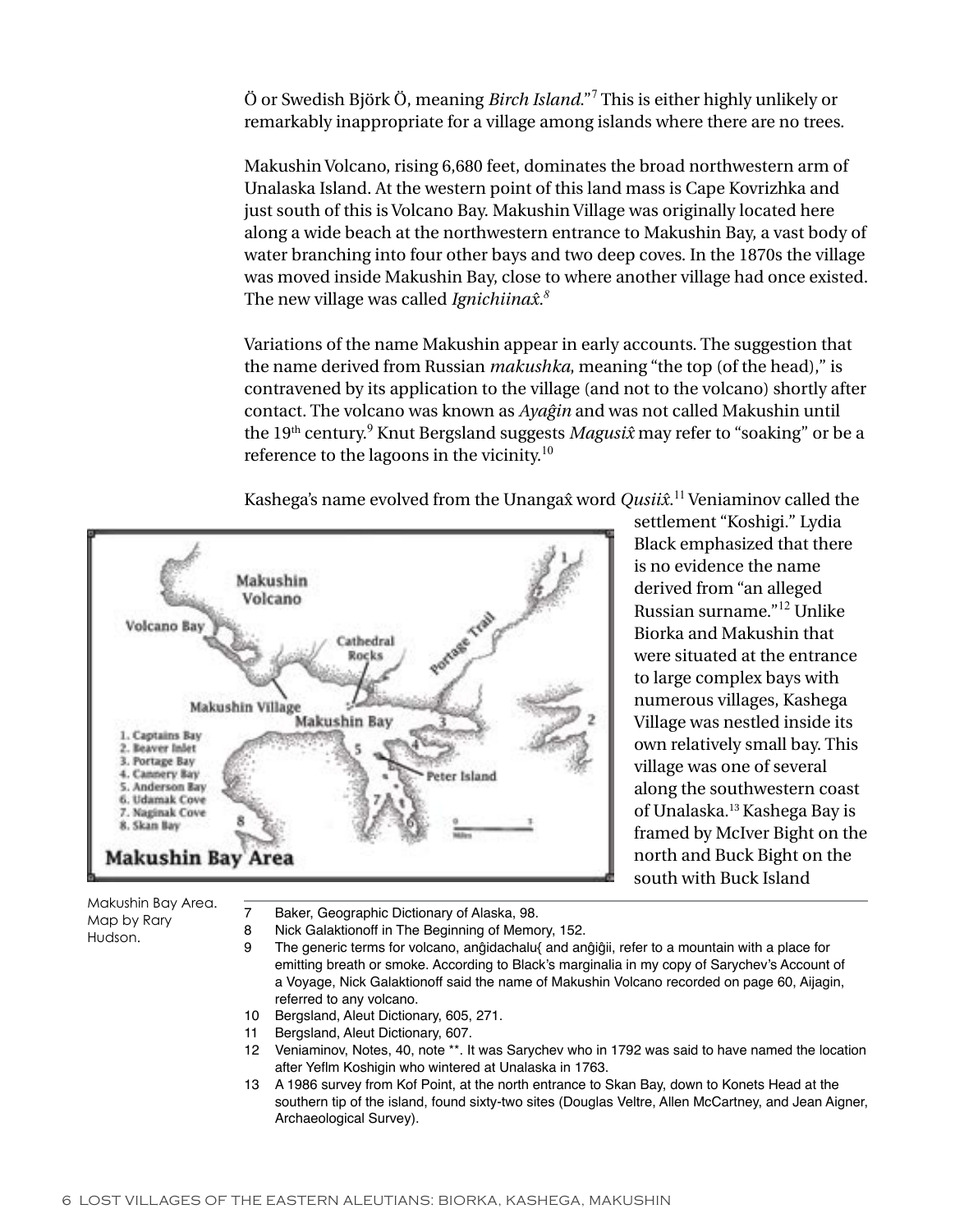Ö or Swedish Björk Ö, meaning *Birch Island*."[7] This is either highly unlikely or remarkably inappropriate for a village among islands where there are no trees.

Makushin Volcano, rising 6,680 feet, dominates the broad northwestern arm of Unalaska Island. At the western point of this land mass is Cape Kovrizhka and just south of this is Volcano Bay. Makushin Village was originally located here along a wide beach at the northwestern entrance to Makushin Bay, a vast body of water branching into four other bays and two deep coves. In the 1870s the village was moved inside Makushin Bay, close to where another village had once existed. The new village was called *Ignichiinax̂*.[8]

Variations of the name Makushin appear in early accounts. The suggestion that the name derived from Russian *makushka*, meaning "the top (of the head)," is contravened by its application to the village (and not to the volcano) shortly after contact. The volcano was known as *Ayaĝin* and was not called Makushin until the 19th century.[9] Knut Bergsland suggests *Magusix̂* may refer to "soaking" or be a reference to the lagoons in the vicinity.[10]

Kashega's name evolved from the Unangax̂ word *Qusiix̂*.[11] Veniaminov called the settlement "Koshigi." Lydia Black emphasized that there is no evidence the name derived from "an alleged Russian surname."[12] Unlike Biorka and Makushin that were situated at the entrance to large complex bays with numerous villages, Kashega Village was nestled inside its own relatively small bay. This village was one of several along the southwestern coast of Unalaska.[13] Kashega Bay is framed by McIver Bight on the north and Buck Bight on the south with Buck Island

Makushin Bay Area. Map by Rary Hudson.

---

7 Baker, Geographic Dictionary of Alaska, 98.

8 Nick Galaktionoff in The Beginning of Memory, 152.

9 The generic terms for volcano, anĝidachalu{ and anĝiĝii, refer to a mountain with a place for emitting breath or smoke. According to Black's marginalia in my copy of Sarychev's Account of a Voyage, Nick Galaktionoff said the name of Makushin Volcano recorded on page 60, Aijagin, referred to any volcano.

10 Bergsland, Aleut Dictionary, 605, 271.

11 Bergsland, Aleut Dictionary, 607.

12 Veniaminov, Notes, 40, note **. It was Sarychev who in 1792 was said to have named the location after Yeflm Koshigin who wintered at Unalaska in 1763.

13 A 1986 survey from Kof Point, at the north entrance to Skan Bay, down to Konets Head at the southern tip of the island, found sixty-two sites (Douglas Veltre, Allen McCartney, and Jean Aigner, Archaeological Survey).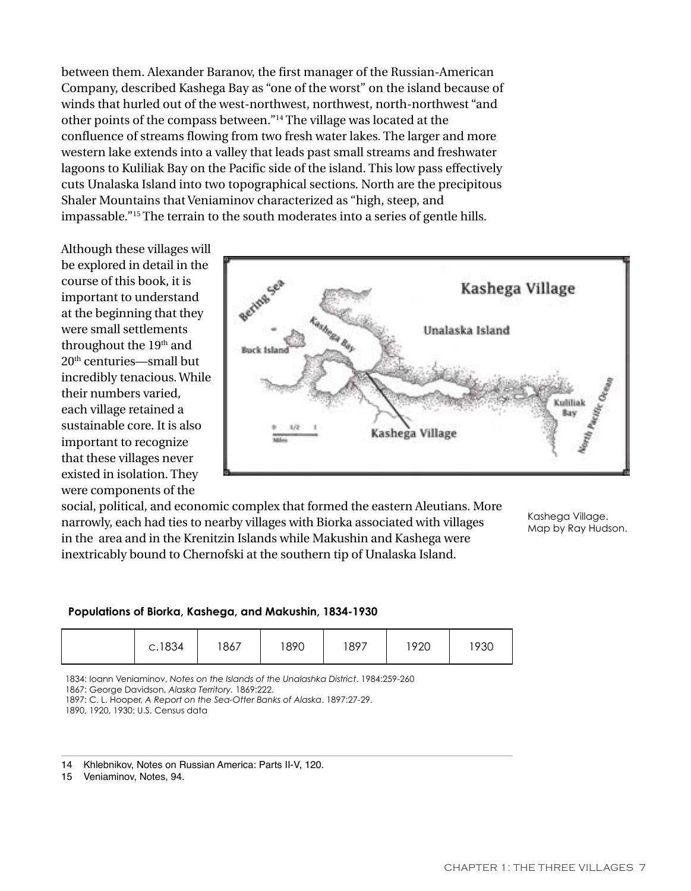between them. Alexander Baranov, the first manager of the Russian-American Company, described Kashega Bay as "one of the worst" on the island because of winds that hurled out of the west-northwest, northwest, north-northwest "and other points of the compass between."[14] The village was located at the confluence of streams flowing from two fresh water lakes. The larger and more western lake extends into a valley that leads past small streams and freshwater lagoons to Kuliliak Bay on the Pacific side of the island. This low pass effectively cuts Unalaska Island into two topographical sections. North are the precipitous Shaler Mountains that Veniaminov characterized as "high, steep, and impassable."[15] The terrain to the south moderates into a series of gentle hills.

Although these villages will be explored in detail in the course of this book, it is important to understand at the beginning that they were small settlements throughout the 19th and 20th centuries—small but incredibly tenacious. While their numbers varied, each village retained a sustainable core. It is also important to recognize that these villages never existed in isolation. They were components of the social, political, and economic complex that formed the eastern Aleutians. More narrowly, each had ties to nearby villages with Biorka associated with villages in the area and in the Krenitzin Islands while Makushin and Kashega were inextricably bound to Chernofski at the southern tip of Unalaska Island.

Kashega Village. Map by Ray Hudson.

**Populations of Biorka, Kashega, and Makushin, 1834-1930**

| | c.1834 | 1867 | 1890 | 1897 | 1920 | 1930 |
|---|---|---|---|---|---|---|

1834: Ioann Veniaminov, *Notes on the Islands of the Unalashka District*. 1984:259-260
1867: George Davidson, *Alaska Territory*. 1869:222.
1897: C. L. Hooper, *A Report on the Sea-Otter Banks of Alaska*. 1897:27-29.
1890, 1920, 1930: U.S. Census data

14 Khlebnikov, Notes on Russian America: Parts II-V, 120.
15 Veniaminov, Notes, 94.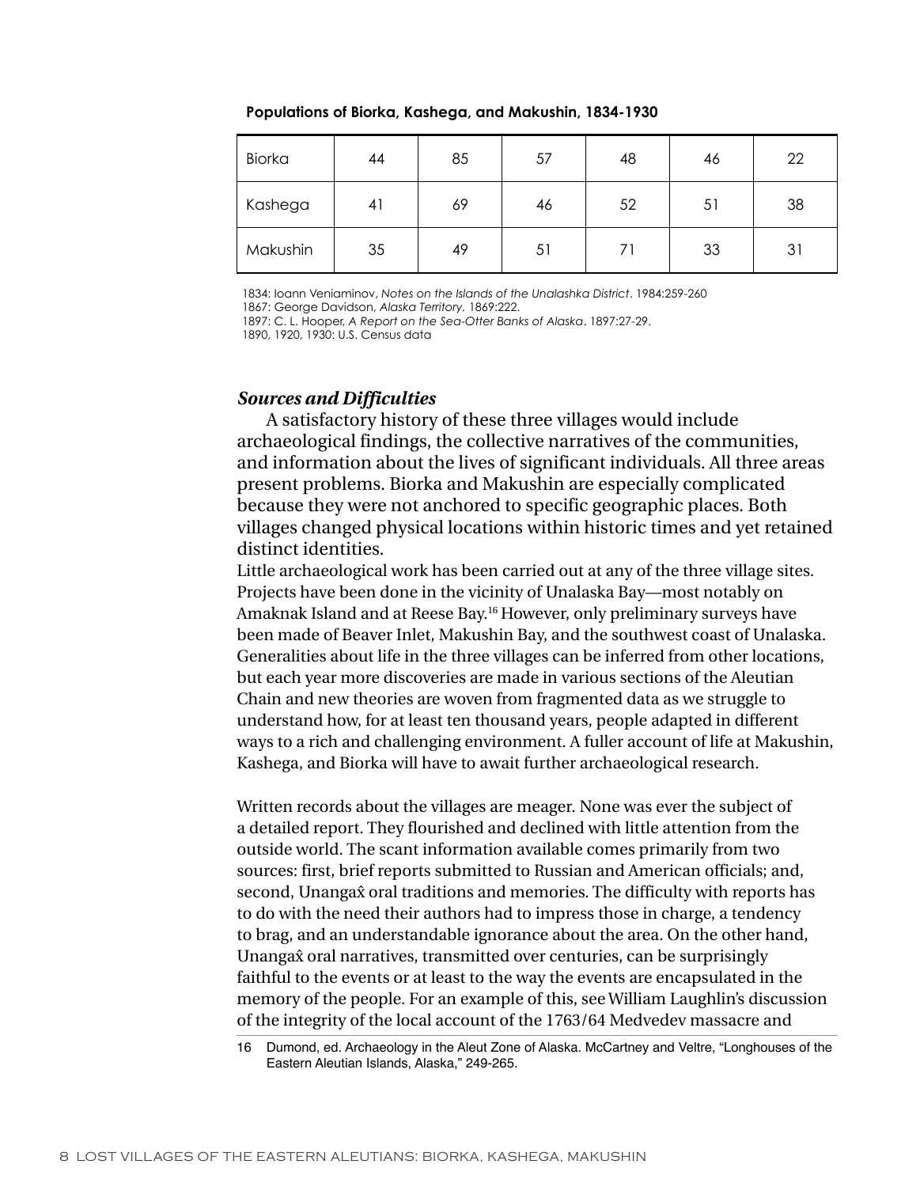**Populations of Biorka, Kashega, and Makushin, 1834-1930**

| | | | | | | |
|---|---|---|---|---|---|---|
| Biorka | 44 | 85 | 57 | 48 | 46 | 22 |
| Kashega | 41 | 69 | 46 | 52 | 51 | 38 |
| Makushin | 35 | 49 | 51 | 71 | 33 | 31 |

1834: Ioann Veniaminov, *Notes on the Islands of the Unalashka District*. 1984:259-260
1867: George Davidson, *Alaska Territory*. 1869:222.
1897: C. L. Hooper, *A Report on the Sea-Otter Banks of Alaska*. 1897:27-29.
1890, 1920, 1930: U.S. Census data

### *Sources and Difficulties*

A satisfactory history of these three villages would include archaeological findings, the collective narratives of the communities, and information about the lives of significant individuals. All three areas present problems. Biorka and Makushin are especially complicated because they were not anchored to specific geographic places. Both villages changed physical locations within historic times and yet retained distinct identities.

Little archaeological work has been carried out at any of the three village sites. Projects have been done in the vicinity of Unalaska Bay—most notably on Amaknak Island and at Reese Bay.[16] However, only preliminary surveys have been made of Beaver Inlet, Makushin Bay, and the southwest coast of Unalaska. Generalities about life in the three villages can be inferred from other locations, but each year more discoveries are made in various sections of the Aleutian Chain and new theories are woven from fragmented data as we struggle to understand how, for at least ten thousand years, people adapted in different ways to a rich and challenging environment. A fuller account of life at Makushin, Kashega, and Biorka will have to await further archaeological research.

Written records about the villages are meager. None was ever the subject of a detailed report. They flourished and declined with little attention from the outside world. The scant information available comes primarily from two sources: first, brief reports submitted to Russian and American officials; and, second, Unangax̂ oral traditions and memories. The difficulty with reports has to do with the need their authors had to impress those in charge, a tendency to brag, and an understandable ignorance about the area. On the other hand, Unangax̂ oral narratives, transmitted over centuries, can be surprisingly faithful to the events or at least to the way the events are encapsulated in the memory of the people. For an example of this, see William Laughlin's discussion of the integrity of the local account of the 1763/64 Medvedev massacre and

16 Dumond, ed. Archaeology in the Aleut Zone of Alaska. McCartney and Veltre, "Longhouses of the Eastern Aleutian Islands, Alaska," 249-265.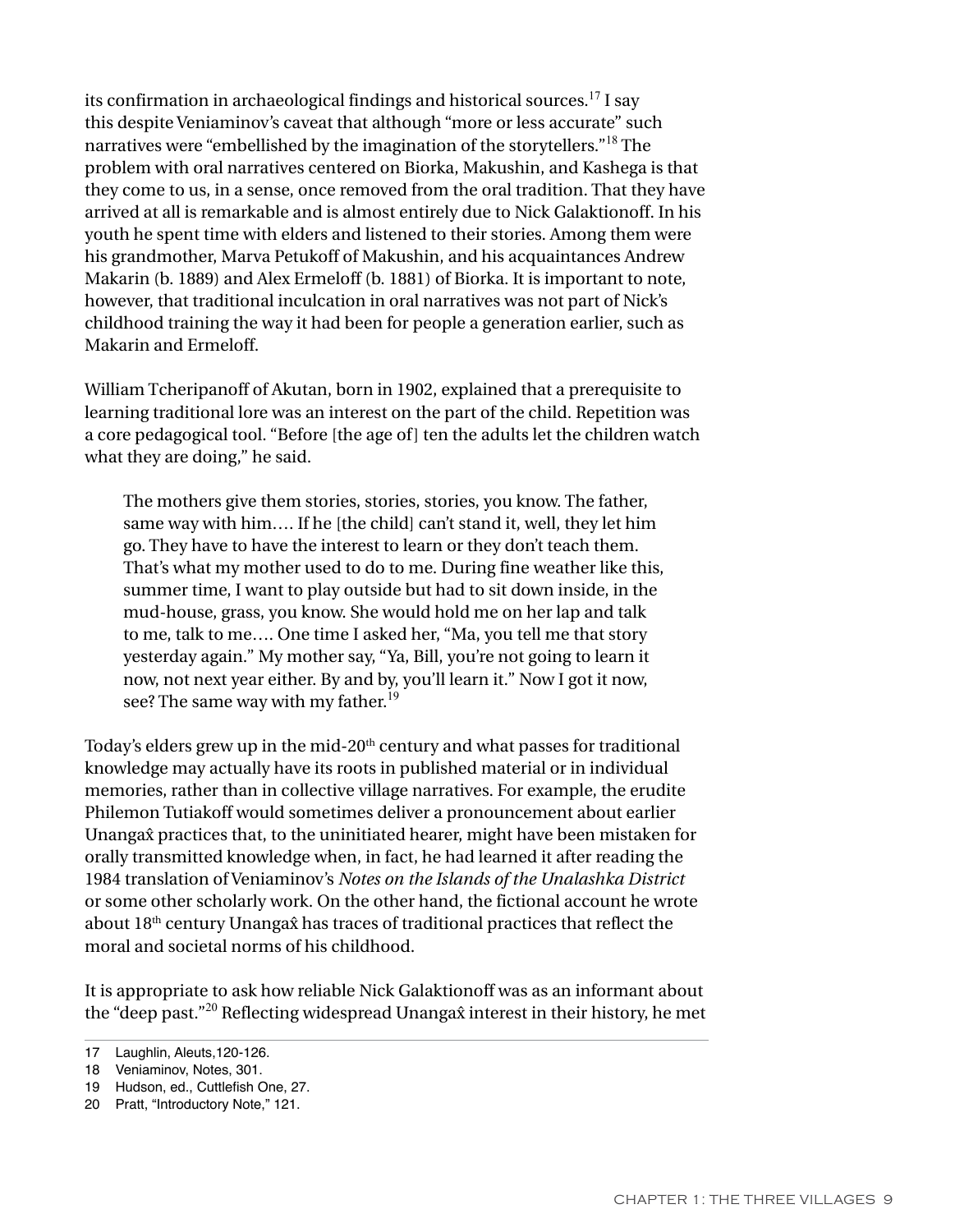its confirmation in archaeological findings and historical sources.[17] I say this despite Veniaminov's caveat that although "more or less accurate" such narratives were "embellished by the imagination of the storytellers."[18] The problem with oral narratives centered on Biorka, Makushin, and Kashega is that they come to us, in a sense, once removed from the oral tradition. That they have arrived at all is remarkable and is almost entirely due to Nick Galaktionoff. In his youth he spent time with elders and listened to their stories. Among them were his grandmother, Marva Petukoff of Makushin, and his acquaintances Andrew Makarin (b. 1889) and Alex Ermeloff (b. 1881) of Biorka. It is important to note, however, that traditional inculcation in oral narratives was not part of Nick's childhood training the way it had been for people a generation earlier, such as Makarin and Ermeloff.

William Tcheripanoff of Akutan, born in 1902, explained that a prerequisite to learning traditional lore was an interest on the part of the child. Repetition was a core pedagogical tool. "Before [the age of] ten the adults let the children watch what they are doing," he said.

> The mothers give them stories, stories, stories, you know. The father, same way with him…. If he [the child] can't stand it, well, they let him go. They have to have the interest to learn or they don't teach them. That's what my mother used to do to me. During fine weather like this, summer time, I want to play outside but had to sit down inside, in the mud-house, grass, you know. She would hold me on her lap and talk to me, talk to me…. One time I asked her, "Ma, you tell me that story yesterday again." My mother say, "Ya, Bill, you're not going to learn it now, not next year either. By and by, you'll learn it." Now I got it now, see? The same way with my father.[19]

Today's elders grew up in the mid-20th century and what passes for traditional knowledge may actually have its roots in published material or in individual memories, rather than in collective village narratives. For example, the erudite Philemon Tutiakoff would sometimes deliver a pronouncement about earlier Unangax̂ practices that, to the uninitiated hearer, might have been mistaken for orally transmitted knowledge when, in fact, he had learned it after reading the 1984 translation of Veniaminov's *Notes on the Islands of the Unalashka District* or some other scholarly work. On the other hand, the fictional account he wrote about 18th century Unangax̂ has traces of traditional practices that reflect the moral and societal norms of his childhood.

It is appropriate to ask how reliable Nick Galaktionoff was as an informant about the "deep past."[20] Reflecting widespread Unangax̂ interest in their history, he met

---

17 Laughlin, Aleuts,120-126.

18 Veniaminov, Notes, 301.

19 Hudson, ed., Cuttlefish One, 27.

20 Pratt, "Introductory Note," 121.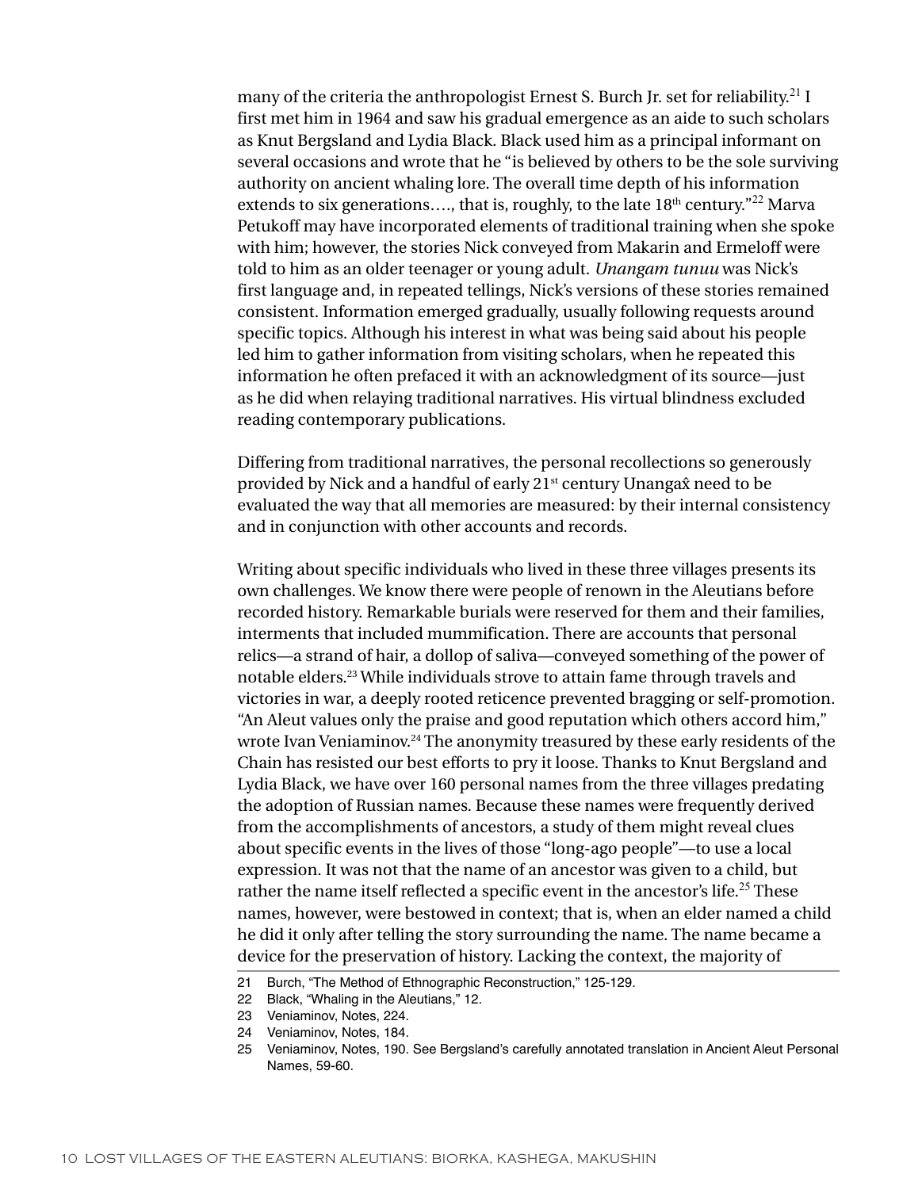many of the criteria the anthropologist Ernest S. Burch Jr. set for reliability.[21] I first met him in 1964 and saw his gradual emergence as an aide to such scholars as Knut Bergsland and Lydia Black. Black used him as a principal informant on several occasions and wrote that he "is believed by others to be the sole surviving authority on ancient whaling lore. The overall time depth of his information extends to six generations…., that is, roughly, to the late 18th century."[22] Marva Petukoff may have incorporated elements of traditional training when she spoke with him; however, the stories Nick conveyed from Makarin and Ermeloff were told to him as an older teenager or young adult. *Unangam tunuu* was Nick's first language and, in repeated tellings, Nick's versions of these stories remained consistent. Information emerged gradually, usually following requests around specific topics. Although his interest in what was being said about his people led him to gather information from visiting scholars, when he repeated this information he often prefaced it with an acknowledgment of its source—just as he did when relaying traditional narratives. His virtual blindness excluded reading contemporary publications.

Differing from traditional narratives, the personal recollections so generously provided by Nick and a handful of early 21st century Unangax̂ need to be evaluated the way that all memories are measured: by their internal consistency and in conjunction with other accounts and records.

Writing about specific individuals who lived in these three villages presents its own challenges. We know there were people of renown in the Aleutians before recorded history. Remarkable burials were reserved for them and their families, interments that included mummification. There are accounts that personal relics—a strand of hair, a dollop of saliva—conveyed something of the power of notable elders.[23] While individuals strove to attain fame through travels and victories in war, a deeply rooted reticence prevented bragging or self-promotion. "An Aleut values only the praise and good reputation which others accord him," wrote Ivan Veniaminov.[24] The anonymity treasured by these early residents of the Chain has resisted our best efforts to pry it loose. Thanks to Knut Bergsland and Lydia Black, we have over 160 personal names from the three villages predating the adoption of Russian names. Because these names were frequently derived from the accomplishments of ancestors, a study of them might reveal clues about specific events in the lives of those "long-ago people"—to use a local expression. It was not that the name of an ancestor was given to a child, but rather the name itself reflected a specific event in the ancestor's life.[25] These names, however, were bestowed in context; that is, when an elder named a child he did it only after telling the story surrounding the name. The name became a device for the preservation of history. Lacking the context, the majority of

21 Burch, "The Method of Ethnographic Reconstruction," 125-129.

22 Black, "Whaling in the Aleutians," 12.

23 Veniaminov, Notes, 224.

24 Veniaminov, Notes, 184.

25 Veniaminov, Notes, 190. See Bergsland's carefully annotated translation in Ancient Aleut Personal Names, 59-60.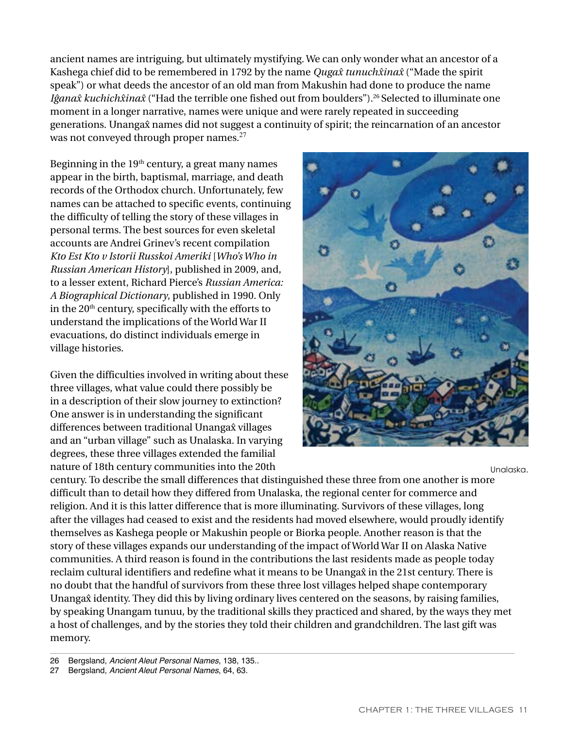ancient names are intriguing, but ultimately mystifying. We can only wonder what an ancestor of a Kashega chief did to be remembered in 1792 by the name *Qugax̂ tunuchx̂inax̂* ("Made the spirit speak") or what deeds the ancestor of an old man from Makushin had done to produce the name *Iĝanax̂ kuchichx̂inax̂* ("Had the terrible one fished out from boulders").[26] Selected to illuminate one moment in a longer narrative, names were unique and were rarely repeated in succeeding generations. Unangax̂ names did not suggest a continuity of spirit; the reincarnation of an ancestor was not conveyed through proper names.[27]

Beginning in the 19th century, a great many names appear in the birth, baptismal, marriage, and death records of the Orthodox church. Unfortunately, few names can be attached to specific events, continuing the difficulty of telling the story of these villages in personal terms. The best sources for even skeletal accounts are Andrei Grinev's recent compilation *Kto Est Kto v Istorii Russkoi Ameriki* [*Who's Who in Russian American History*], published in 2009, and, to a lesser extent, Richard Pierce's *Russian America: A Biographical Dictionary*, published in 1990. Only in the 20th century, specifically with the efforts to understand the implications of the World War II evacuations, do distinct individuals emerge in village histories.

Given the difficulties involved in writing about these three villages, what value could there possibly be in a description of their slow journey to extinction? One answer is in understanding the significant differences between traditional Unangax̂ villages and an "urban village" such as Unalaska. In varying degrees, these three villages extended the familial nature of 18th century communities into the 20th century. To describe the small differences that distinguished these three from one another is more difficult than to detail how they differed from Unalaska, the regional center for commerce and religion. And it is this latter difference that is more illuminating. Survivors of these villages, long after the villages had ceased to exist and the residents had moved elsewhere, would proudly identify themselves as Kashega people or Makushin people or Biorka people. Another reason is that the story of these villages expands our understanding of the impact of World War II on Alaska Native communities. A third reason is found in the contributions the last residents made as people today reclaim cultural identifiers and redefine what it means to be Unangax̂ in the 21st century. There is no doubt that the handful of survivors from these three lost villages helped shape contemporary Unangax̂ identity. They did this by living ordinary lives centered on the seasons, by raising families, by speaking Unangam tunuu, by the traditional skills they practiced and shared, by the ways they met a host of challenges, and by the stories they told their children and grandchildren. The last gift was memory.

Unalaska.

---

26 Bergsland, *Ancient Aleut Personal Names*, 138, 135..

27 Bergsland, *Ancient Aleut Personal Names*, 64, 63.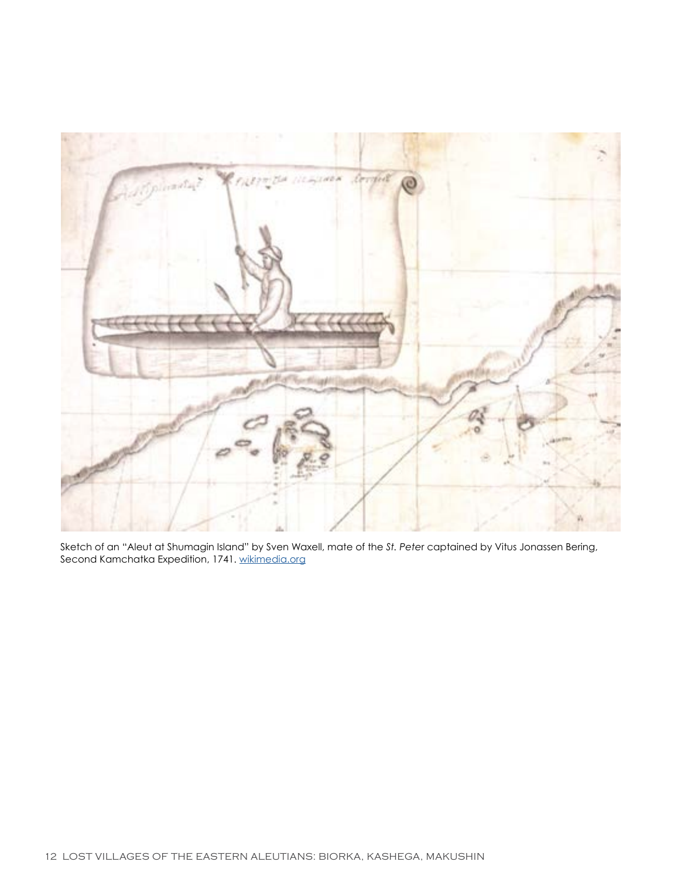Sketch of an "Aleut at Shumagin Island" by Sven Waxell, mate of the *St. Peter* captained by Vitus Jonassen Bering, Second Kamchatka Expedition, 1741. wikimedia.org